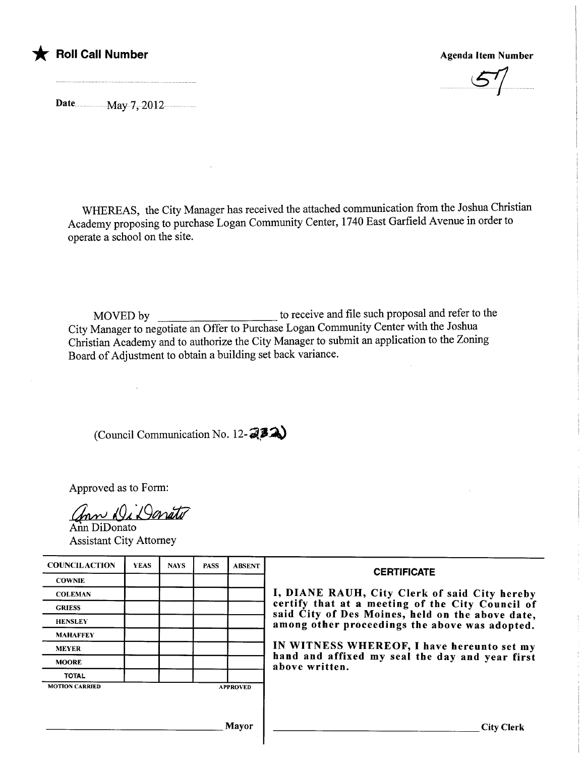★ **Roll Call Number**

**Agenda Item Number**

57

Date May 7, 2012

WHEREAS, the City Manager has received the attached communication from the Joshua Christian Academy proposing to purchase Logan Community Center, 1740 East Garfield Avenue in order to operate a school on the site.

MOVED by ____________________ to receive and file such proposal and refer to the City Manager to negotiate an Offer to Purchase Logan Community Center with the Joshua Christian Academy and to authorize the City Manager to submit an application to the Zoning Board of Adjustment to obtain a building set back variance.

(Council Communication No. 12-232)

Approved as to Form:

Ann DiDonato
Ann DiDonato
Assistant City Attorney

| COUNCIL ACTION | YEAS | NAYS | PASS | ABSENT |
|---|---|---|---|---|
| COWNIE | | | | |
| COLEMAN | | | | |
| GRIESS | | | | |
| HENSLEY | | | | |
| MAHAFFEY | | | | |
| MEYER | | | | |
| MOORE | | | | |
| TOTAL | | | | |
| MOTION CARRIED | | | | APPROVED |

______________________________ Mayor

**CERTIFICATE**

**I, DIANE RAUH, City Clerk of said City hereby certify that at a meeting of the City Council of said City of Des Moines, held on the above date, among other proceedings the above was adopted.**

**IN WITNESS WHEREOF, I have hereunto set my hand and affixed my seal the day and year first above written.**

______________________________ City Clerk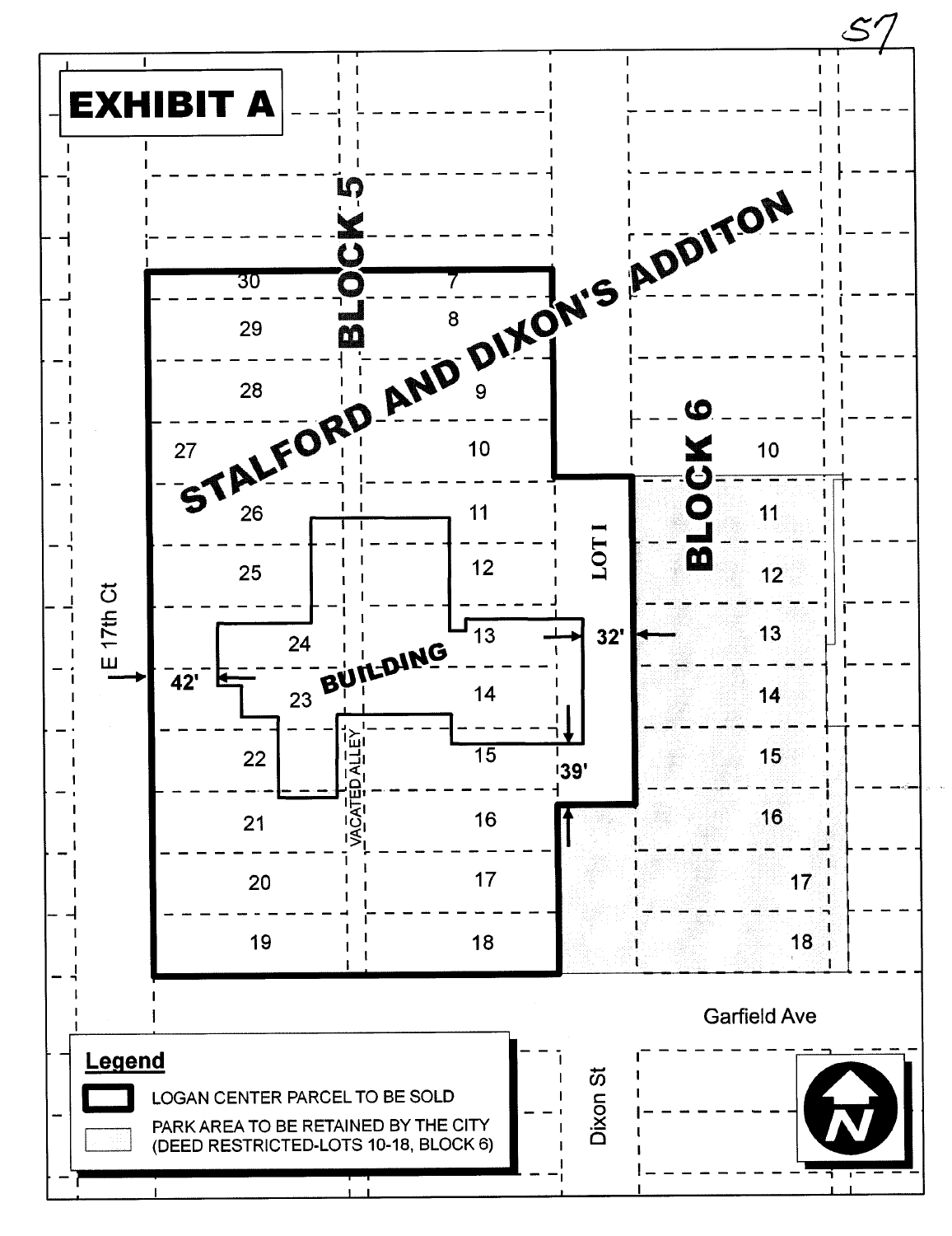# EXHIBIT A

STALFORD AND DIXON'S ADDITON

BLOCK 5

BLOCK 6

30, 29, 28, 27, 26, 25, 24, 23, 22, 21, 20, 19

7, 8, 9, 10, 11, 12, 13, 14, 15, 16, 17, 18

10, 11, 12, 13, 14, 15, 16, 17, 18

LOT I

BUILDING

VACATED ALLEY

42'

32'

39'

E 17th Ct

Garfield Ave

Dixon St

N

**Legend**

- LOGAN CENTER PARCEL TO BE SOLD
- PARK AREA TO BE RETAINED BY THE CITY (DEED RESTRICTED-LOTS 10-18, BLOCK 6)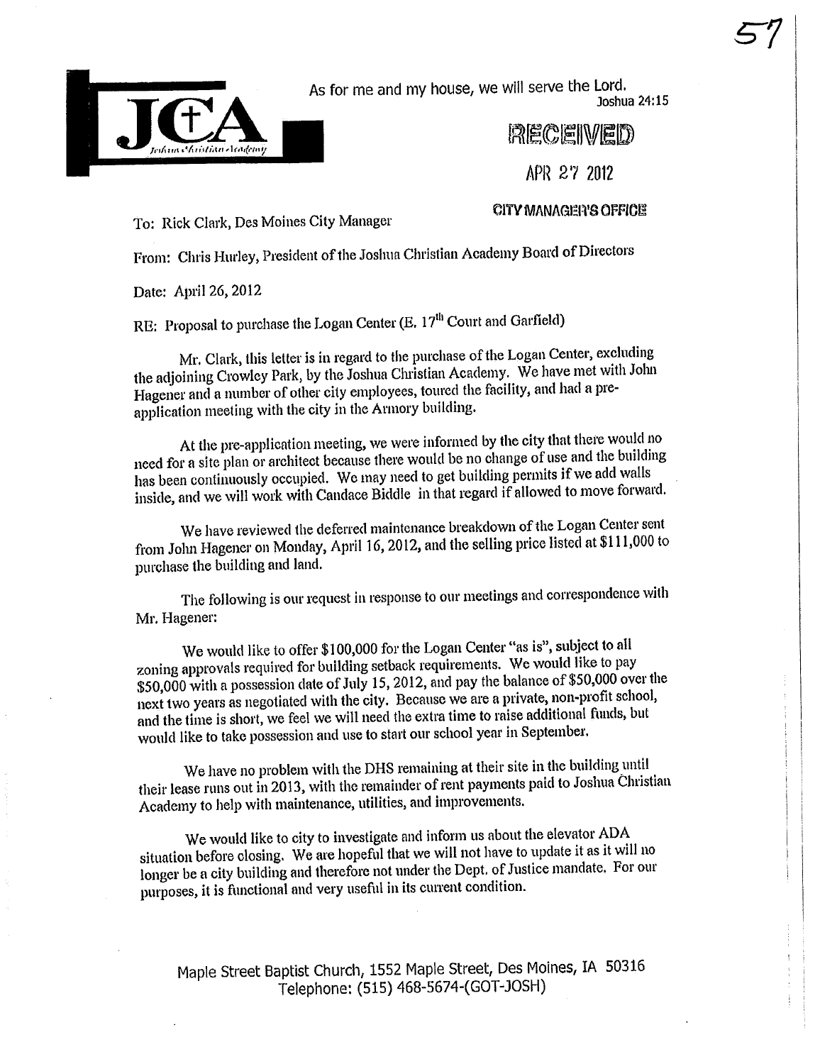As for me and my house, we will serve the Lord.
Joshua 24:15

RECEIVED

APR 27 2012

CITY MANAGER'S OFFICE

To: Rick Clark, Des Moines City Manager

From: Chris Hurley, President of the Joshua Christian Academy Board of Directors

Date: April 26, 2012

RE: Proposal to purchase the Logan Center (E. 17th Court and Garfield)

Mr. Clark, this letter is in regard to the purchase of the Logan Center, excluding the adjoining Crowley Park, by the Joshua Christian Academy. We have met with John Hagener and a number of other city employees, toured the facility, and had a pre-application meeting with the city in the Armory building.

At the pre-application meeting, we were informed by the city that there would no need for a site plan or architect because there would be no change of use and the building has been continuously occupied. We may need to get building permits if we add walls inside, and we will work with Candace Biddle in that regard if allowed to move forward.

We have reviewed the deferred maintenance breakdown of the Logan Center sent from John Hagener on Monday, April 16, 2012, and the selling price listed at $111,000 to purchase the building and land.

The following is our request in response to our meetings and correspondence with Mr. Hagener:

We would like to offer $100,000 for the Logan Center "as is", subject to all zoning approvals required for building setback requirements. We would like to pay $50,000 with a possession date of July 15, 2012, and pay the balance of $50,000 over the next two years as negotiated with the city. Because we are a private, non-profit school, and the time is short, we feel we will need the extra time to raise additional funds, but would like to take possession and use to start our school year in September.

We have no problem with the DHS remaining at their site in the building until their lease runs out in 2013, with the remainder of rent payments paid to Joshua Christian Academy to help with maintenance, utilities, and improvements.

We would like to city to investigate and inform us about the elevator ADA situation before closing. We are hopeful that we will not have to update it as it will no longer be a city building and therefore not under the Dept. of Justice mandate. For our purposes, it is functional and very useful in its current condition.

Maple Street Baptist Church, 1552 Maple Street, Des Moines, IA 50316
Telephone: (515) 468-5674-(GOT-JOSH)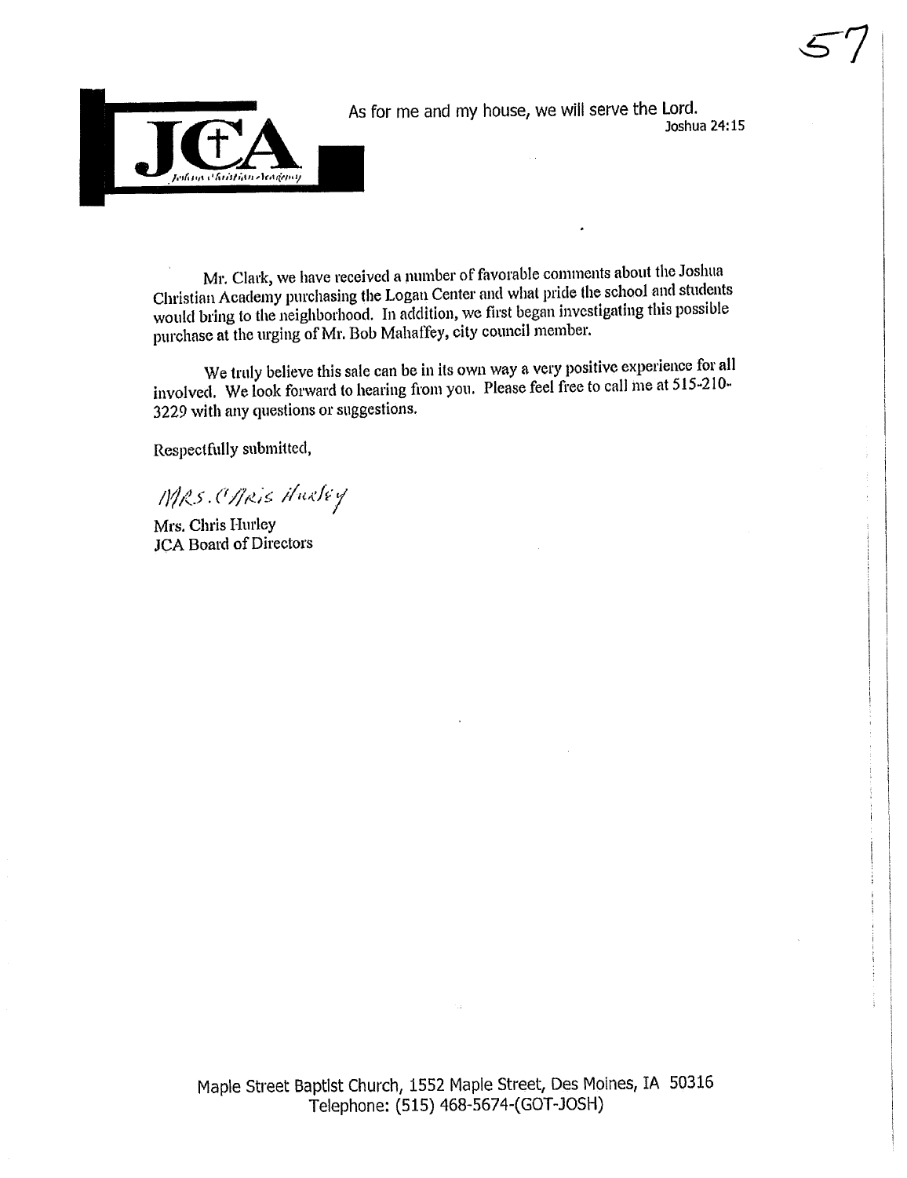JCA
Joshua Christian Academy

As for me and my house, we will serve the Lord.
Joshua 24:15

Mr. Clark, we have received a number of favorable comments about the Joshua Christian Academy purchasing the Logan Center and what pride the school and students would bring to the neighborhood. In addition, we first began investigating this possible purchase at the urging of Mr. Bob Mahaffey, city council member.

We truly believe this sale can be in its own way a very positive experience for all involved. We look forward to hearing from you. Please feel free to call me at 515-210-3229 with any questions or suggestions.

Respectfully submitted,

*MRS. CHRIS Hurley*

Mrs. Chris Hurley
JCA Board of Directors

Maple Street Baptist Church, 1552 Maple Street, Des Moines, IA 50316
Telephone: (515) 468-5674-(GOT-JOSH)